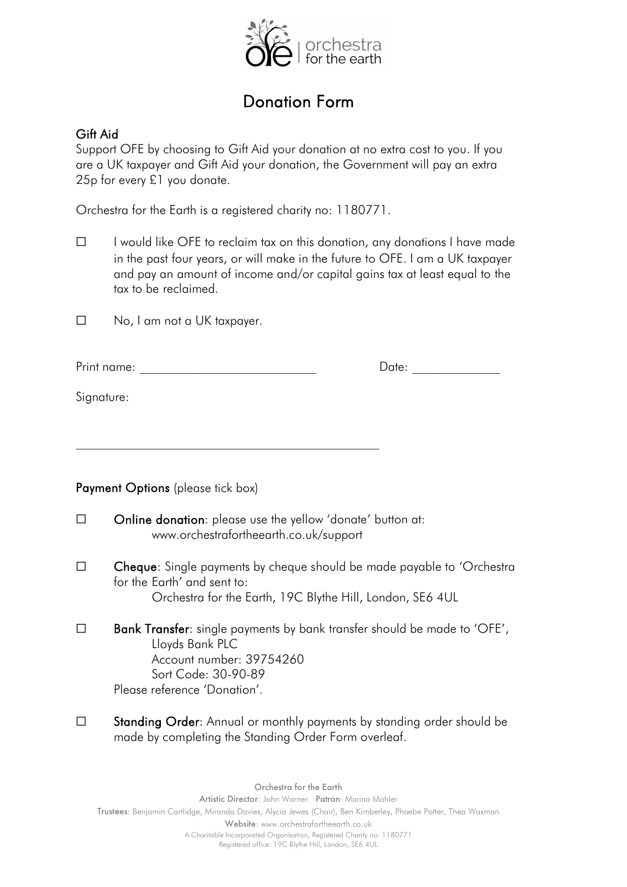# Donation Form

## Gift Aid

Support OFE by choosing to Gift Aid your donation at no extra cost to you. If you are a UK taxpayer and Gift Aid your donation, the Government will pay an extra 25p for every £1 you donate.

Orchestra for the Earth is a registered charity no: 1180771.

☐ I would like OFE to reclaim tax on this donation, any donations I have made in the past four years, or will make in the future to OFE. I am a UK taxpayer and pay an amount of income and/or capital gains tax at least equal to the tax to be reclaimed.

☐ No, I am not a UK taxpayer.

Print name: ___________________________ Date: _____________

Signature:

_______________________________________________

**Payment Options** (please tick box)

☐ **Online donation**: please use the yellow 'donate' button at: www.orchestrafortheearth.co.uk/support

☐ **Cheque**: Single payments by cheque should be made payable to 'Orchestra for the Earth' and sent to:
Orchestra for the Earth, 19C Blythe Hill, London, SE6 4UL

☐ **Bank Transfer**: single payments by bank transfer should be made to 'OFE',
Lloyds Bank PLC
Account number: 39754260
Sort Code: 30-90-89
Please reference 'Donation'.

☐ **Standing Order**: Annual or monthly payments by standing order should be made by completing the Standing Order Form overleaf.

Orchestra for the Earth
**Artistic Director**: John Warner **Patron**: Marina Mahler
**Trustees**: Benjamin Cartlidge, Miranda Davies, Alycia Jewes (Chair), Ben Kimberley, Phoebe Potter, Thea Waxman
**Website**: www.orchestrafortheearth.co.uk
A Charitable Incorporated Organisation, Registered Charity no. 1180771
Registered office: 19C Blythe Hill, London, SE6 4UL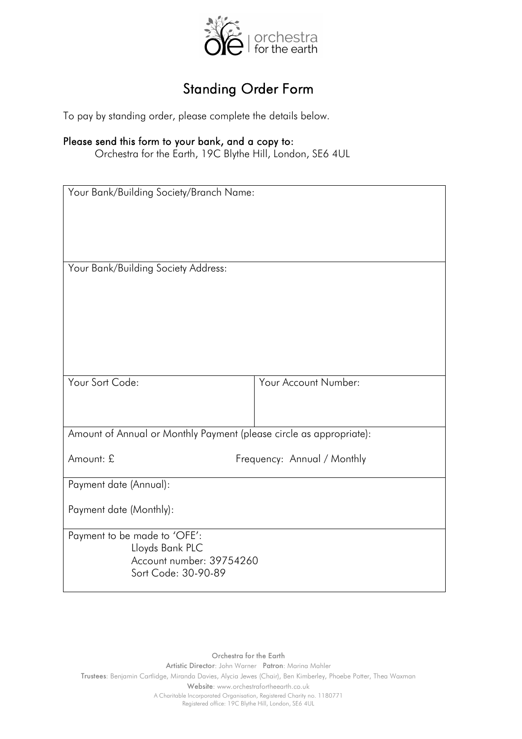# Standing Order Form

To pay by standing order, please complete the details below.

**Please send this form to your bank, and a copy to:**

Orchestra for the Earth, 19C Blythe Hill, London, SE6 4UL

| | |
|---|---|
| Your Bank/Building Society/Branch Name: | |
| Your Bank/Building Society Address: | |
| Your Sort Code: | Your Account Number: |
| Amount of Annual or Monthly Payment (please circle as appropriate):<br><br>Amount: £ Frequency: Annual / Monthly | |
| Payment date (Annual):<br><br>Payment date (Monthly): | |
| Payment to be made to 'OFE':<br>Lloyds Bank PLC<br>Account number: 39754260<br>Sort Code: 30-90-89 | |

Orchestra for the Earth

**Artistic Director**: John Warner **Patron**: Marina Mahler

**Trustees**: Benjamin Cartlidge, Miranda Davies, Alycia Jewes (Chair), Ben Kimberley, Phoebe Potter, Thea Waxman

**Website**: www.orchestrafortheearth.co.uk

A Charitable Incorporated Organisation, Registered Charity no. 1180771

Registered office: 19C Blythe Hill, London, SE6 4UL